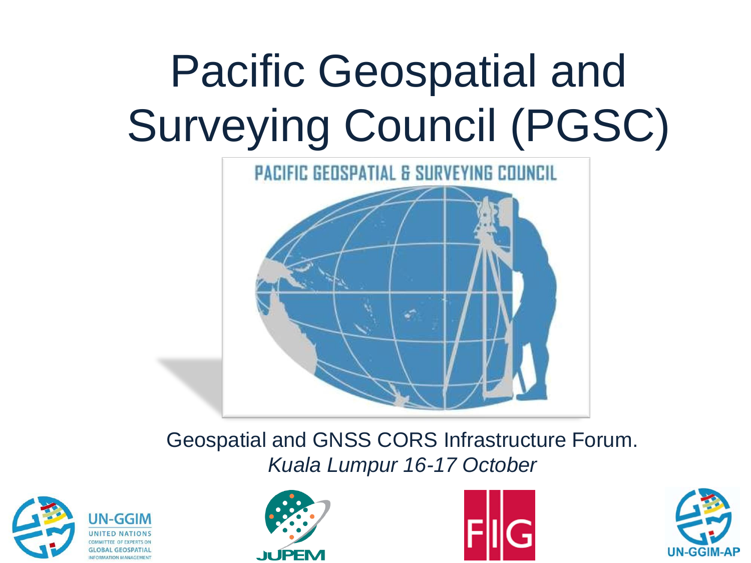# Pacific Geospatial and Surveying Council (PGSC)

Geospatial and GNSS CORS Infrastructure Forum.

*Kuala Lumpur 16-17 October*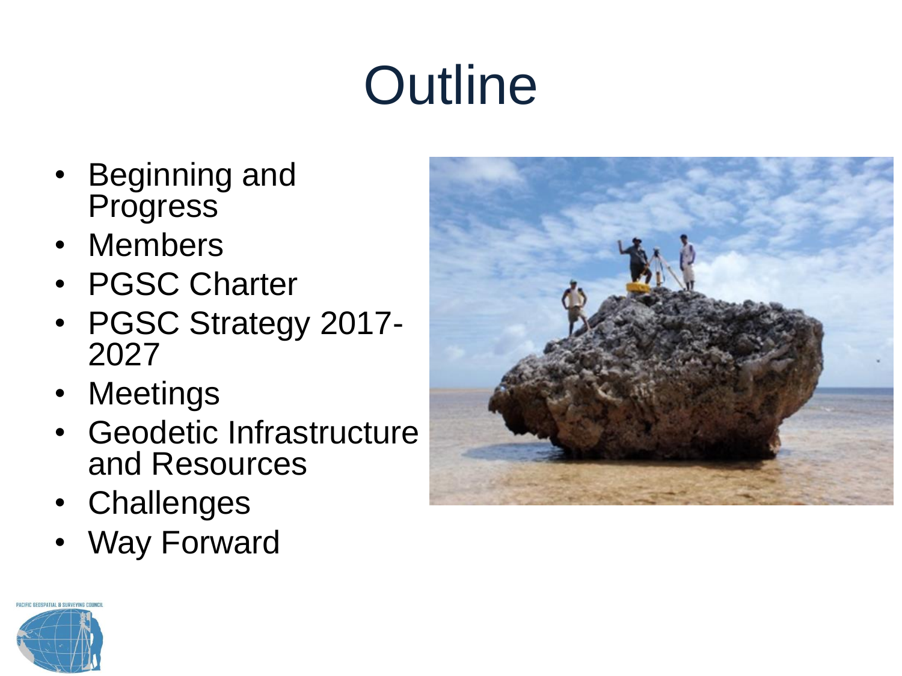# Outline

- Beginning and Progress
- Members
- PGSC Charter
- PGSC Strategy 2017-2027
- Meetings
- Geodetic Infrastructure and Resources
- Challenges
- Way Forward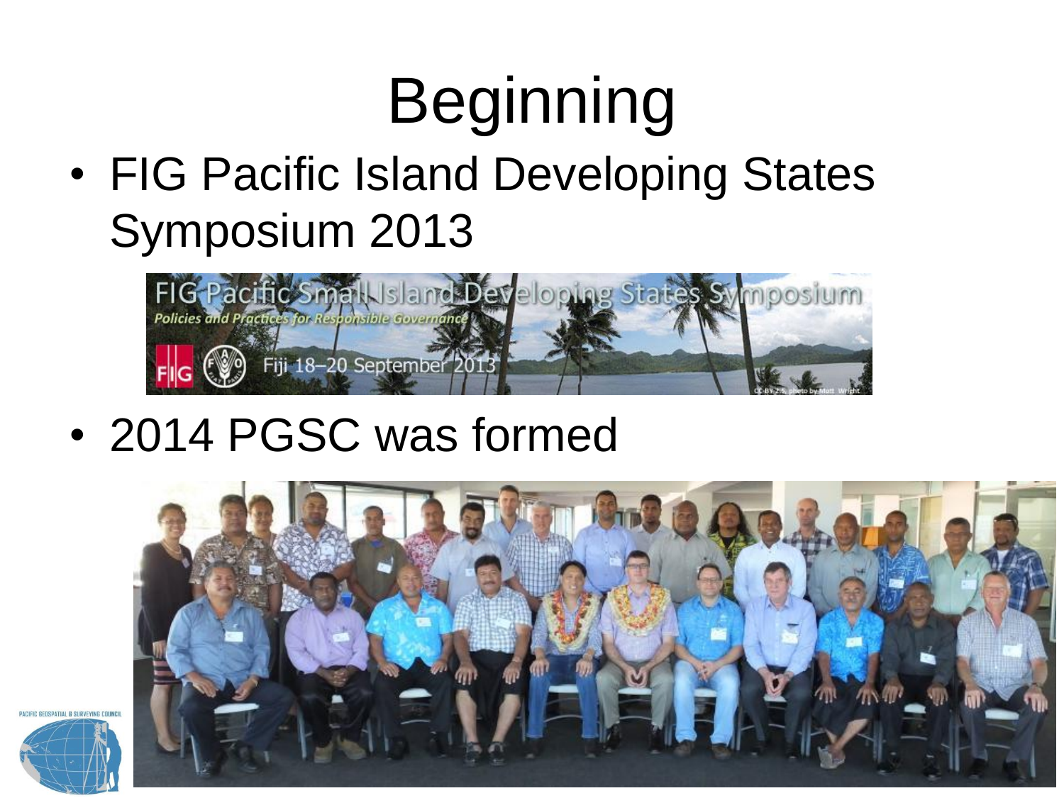# Beginning

- FIG Pacific Island Developing States Symposium 2013
- 2014 PGSC was formed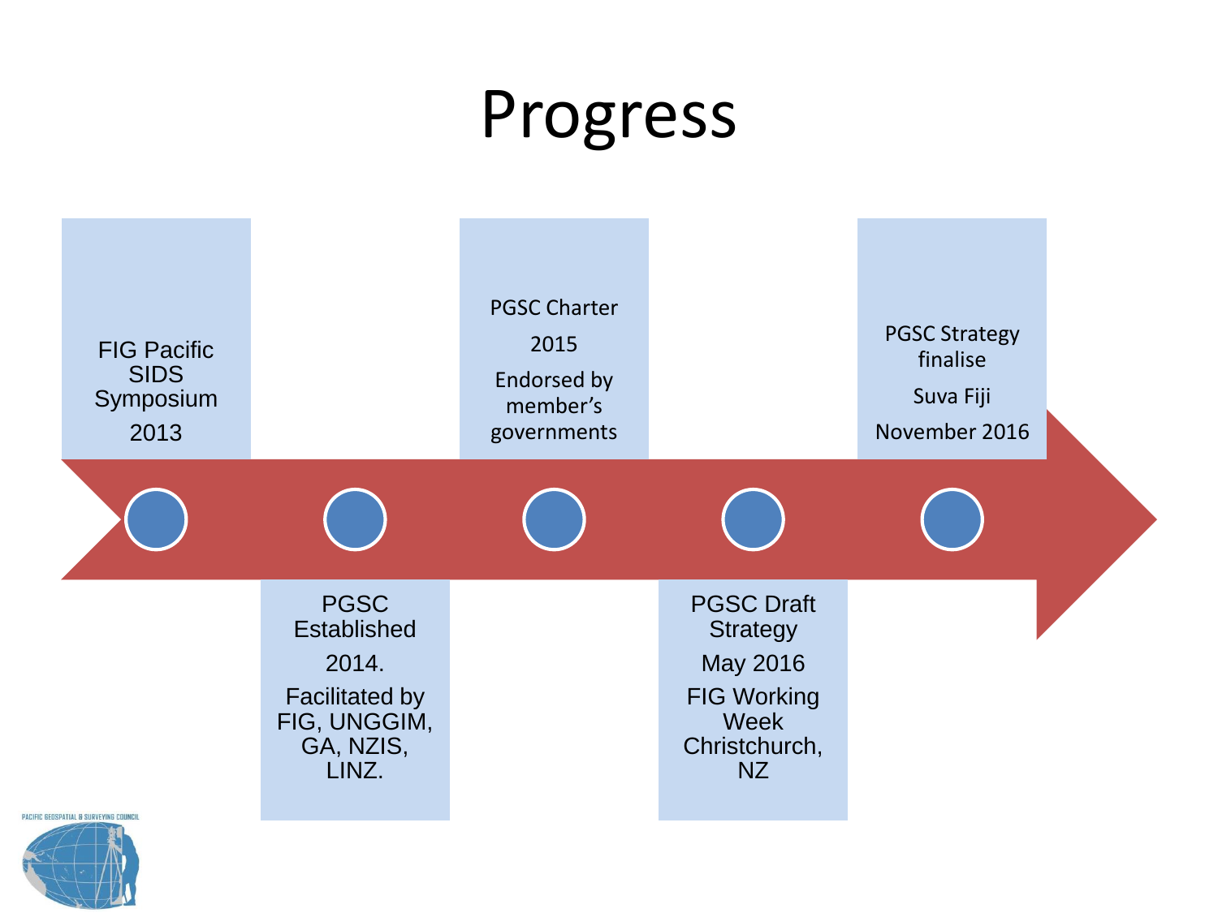# Progress

- FIG Pacific SIDS Symposium
  2013
- PGSC Established
  2014.
  Facilitated by FIG, UNGGIM, GA, NZIS, LINZ.
- PGSC Charter
  2015
  Endorsed by member's governments
- PGSC Draft Strategy
  May 2016
  FIG Working Week Christchurch, NZ
- PGSC Strategy finalise
  Suva Fiji
  November 2016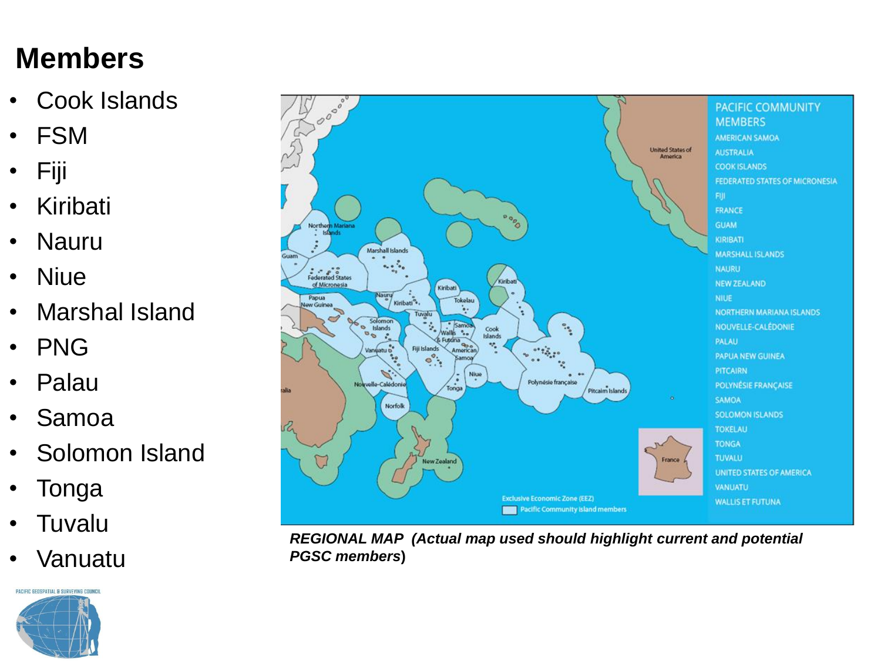# Members

- Cook Islands
- FSM
- Fiji
- Kiribati
- Nauru
- Niue
- Marshal Island
- PNG
- Palau
- Samoa
- Solomon Island
- Tonga
- Tuvalu
- Vanuatu

***REGIONAL MAP (Actual map used should highlight current and potential PGSC members)***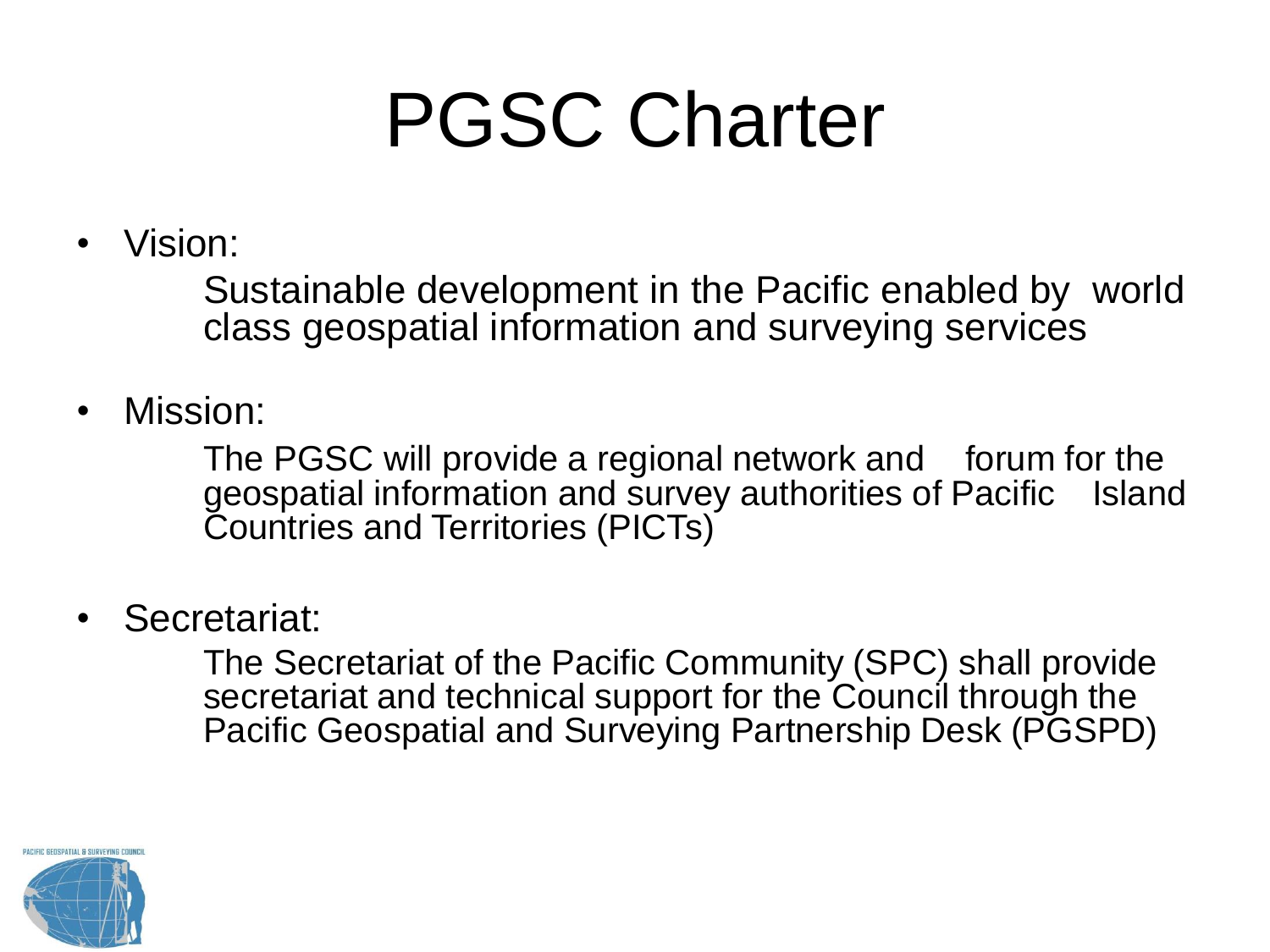# PGSC Charter

- Vision:

  Sustainable development in the Pacific enabled by world class geospatial information and surveying services

- Mission:

  The PGSC will provide a regional network and forum for the geospatial information and survey authorities of Pacific Island Countries and Territories (PICTs)

- Secretariat:

  The Secretariat of the Pacific Community (SPC) shall provide secretariat and technical support for the Council through the Pacific Geospatial and Surveying Partnership Desk (PGSPD)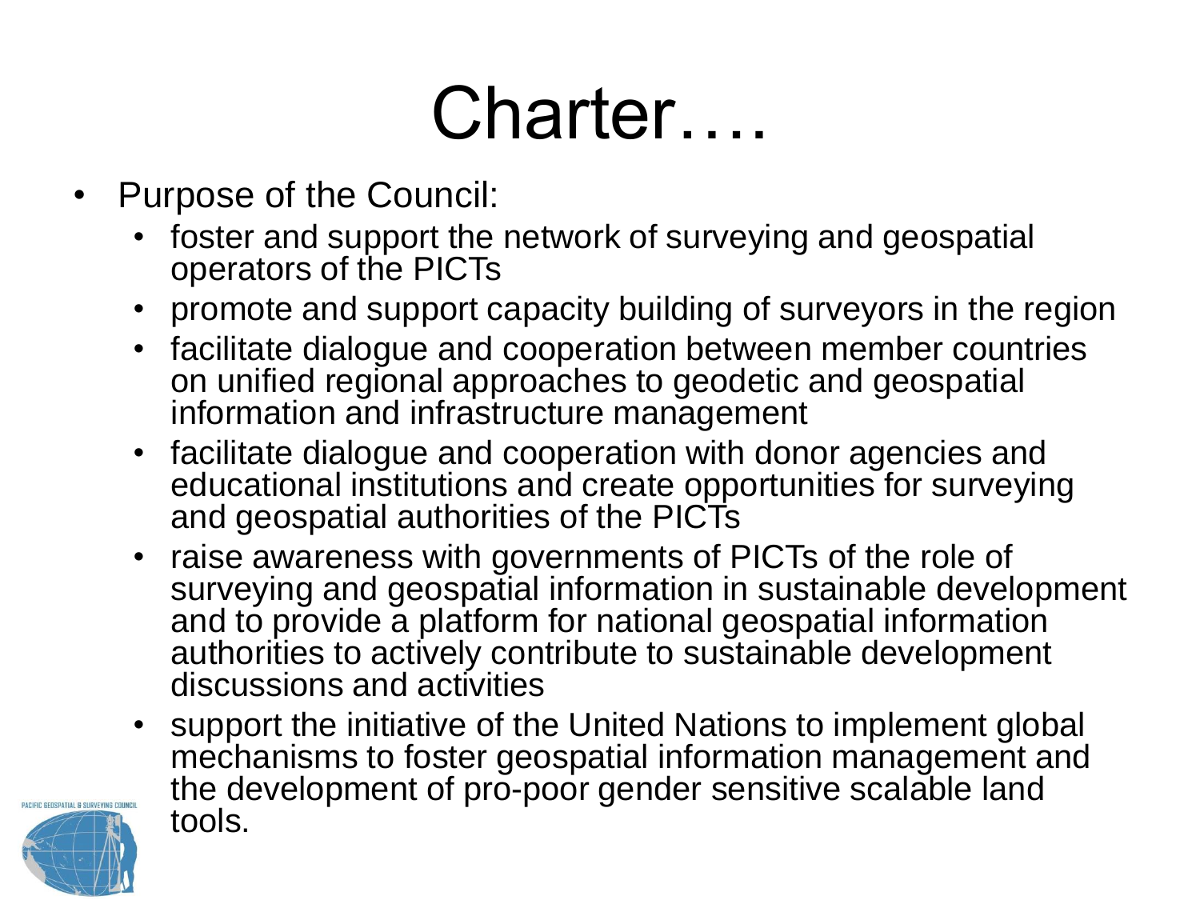# Charter….

- Purpose of the Council:
  - foster and support the network of surveying and geospatial operators of the PICTs
  - promote and support capacity building of surveyors in the region
  - facilitate dialogue and cooperation between member countries on unified regional approaches to geodetic and geospatial information and infrastructure management
  - facilitate dialogue and cooperation with donor agencies and educational institutions and create opportunities for surveying and geospatial authorities of the PICTs
  - raise awareness with governments of PICTs of the role of surveying and geospatial information in sustainable development and to provide a platform for national geospatial information authorities to actively contribute to sustainable development discussions and activities
  - support the initiative of the United Nations to implement global mechanisms to foster geospatial information management and the development of pro-poor gender sensitive scalable land tools.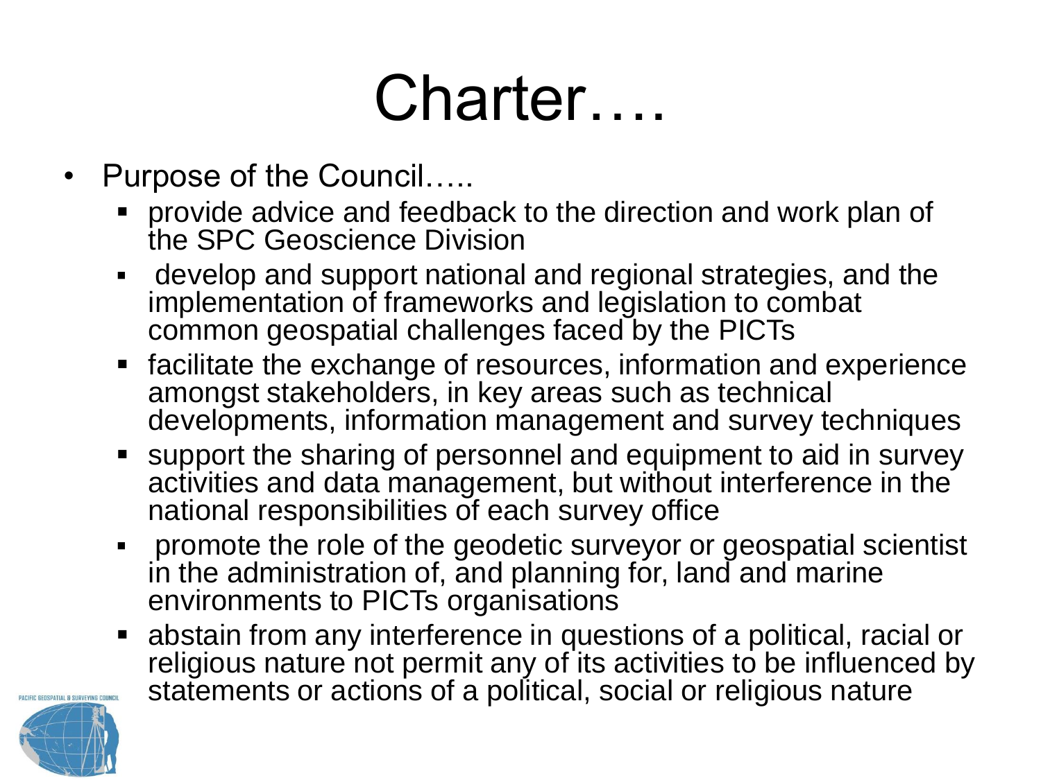# Charter….

- Purpose of the Council…..
  - provide advice and feedback to the direction and work plan of the SPC Geoscience Division
  - develop and support national and regional strategies, and the implementation of frameworks and legislation to combat common geospatial challenges faced by the PICTs
  - facilitate the exchange of resources, information and experience amongst stakeholders, in key areas such as technical developments, information management and survey techniques
  - support the sharing of personnel and equipment to aid in survey activities and data management, but without interference in the national responsibilities of each survey office
  - promote the role of the geodetic surveyor or geospatial scientist in the administration of, and planning for, land and marine environments to PICTs organisations
  - abstain from any interference in questions of a political, racial or religious nature not permit any of its activities to be influenced by statements or actions of a political, social or religious nature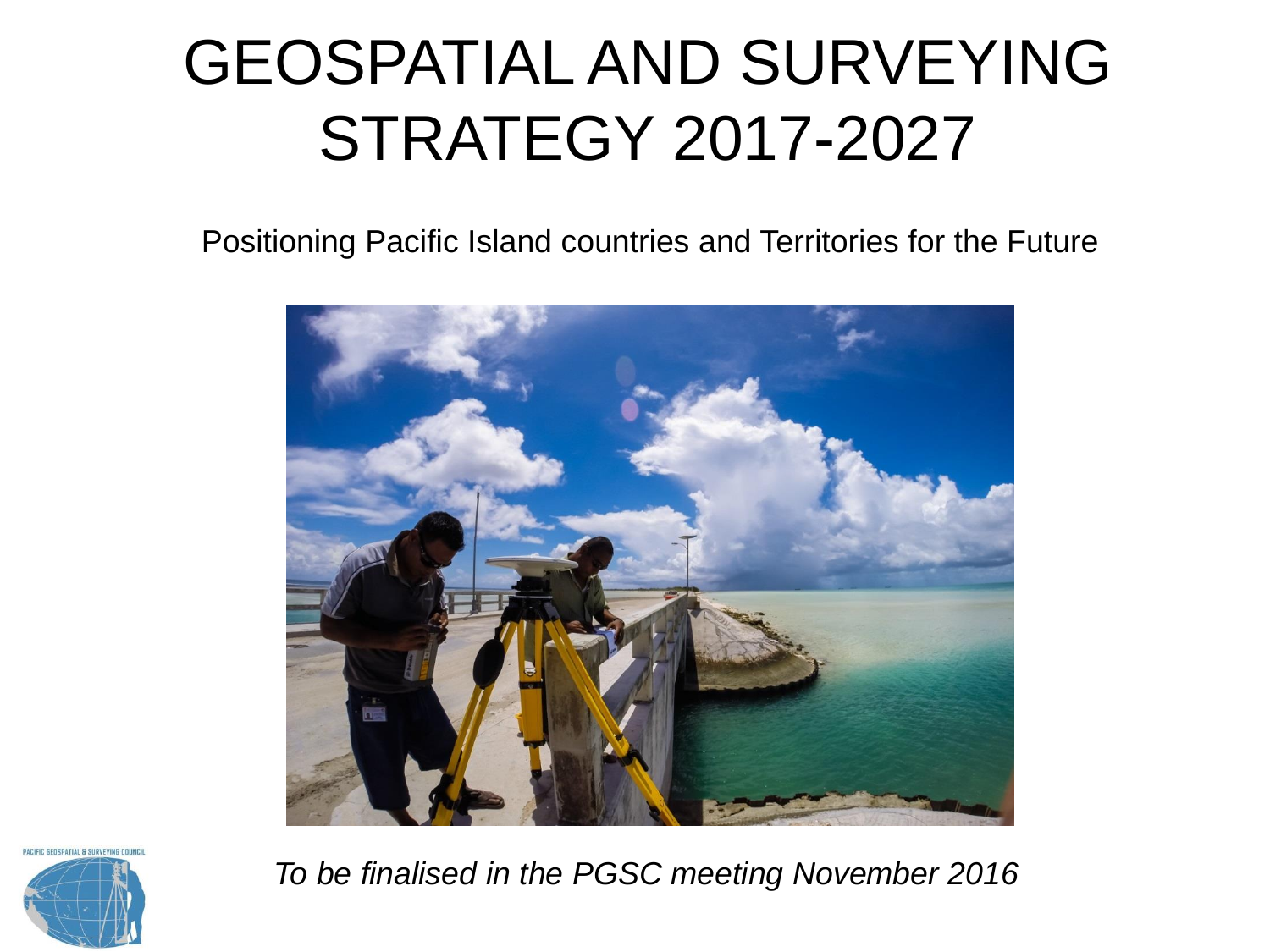# GEOSPATIAL AND SURVEYING STRATEGY 2017-2027

Positioning Pacific Island countries and Territories for the Future

PACIFIC GEOSPATIAL & SURVEYING COUNCIL

*To be finalised in the PGSC meeting November 2016*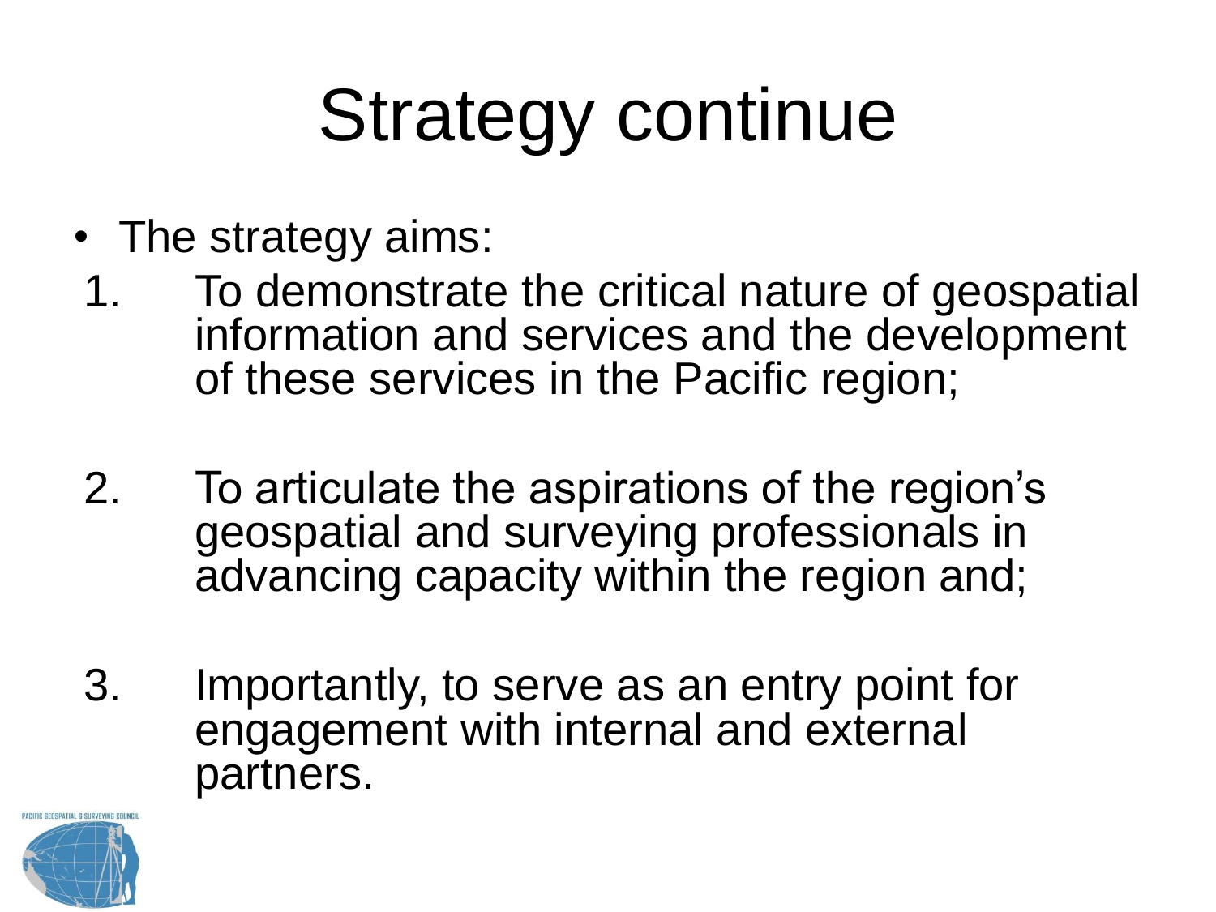# Strategy continue

- The strategy aims:

1. To demonstrate the critical nature of geospatial information and services and the development of these services in the Pacific region;

2. To articulate the aspirations of the region's geospatial and surveying professionals in advancing capacity within the region and;

3. Importantly, to serve as an entry point for engagement with internal and external partners.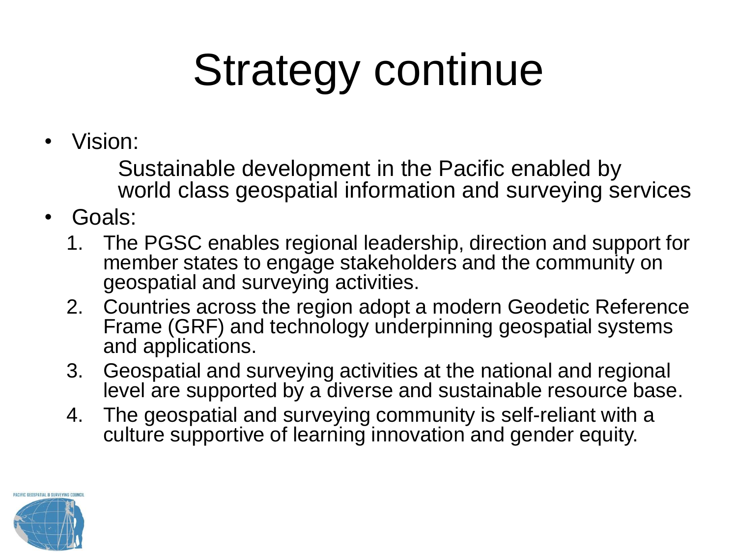# Strategy continue

- Vision:

  Sustainable development in the Pacific enabled by world class geospatial information and surveying services

- Goals:
  1. The PGSC enables regional leadership, direction and support for member states to engage stakeholders and the community on geospatial and surveying activities.
  2. Countries across the region adopt a modern Geodetic Reference Frame (GRF) and technology underpinning geospatial systems and applications.
  3. Geospatial and surveying activities at the national and regional level are supported by a diverse and sustainable resource base.
  4. The geospatial and surveying community is self-reliant with a culture supportive of learning innovation and gender equity.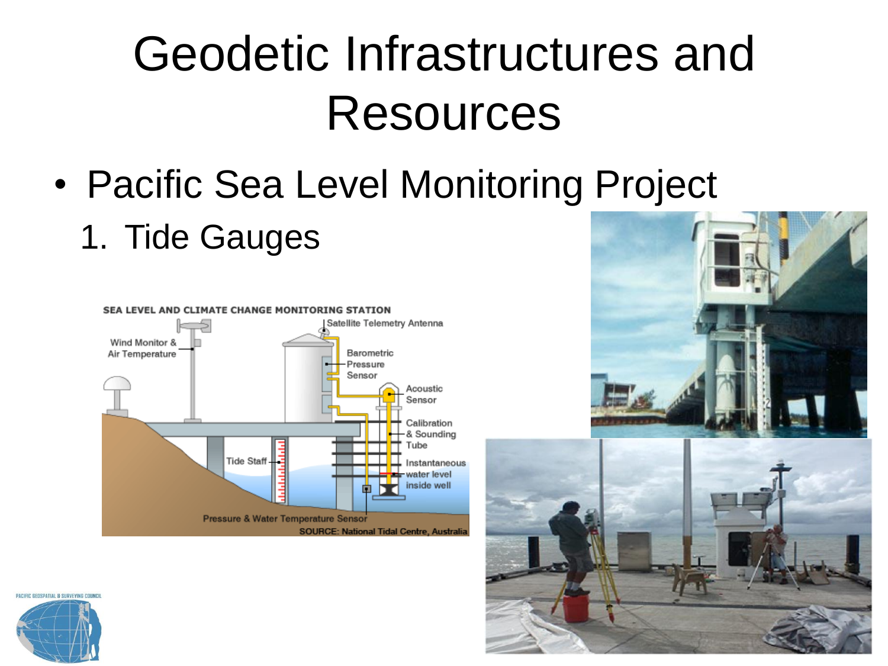# Geodetic Infrastructures and Resources

- Pacific Sea Level Monitoring Project
  1. Tide Gauges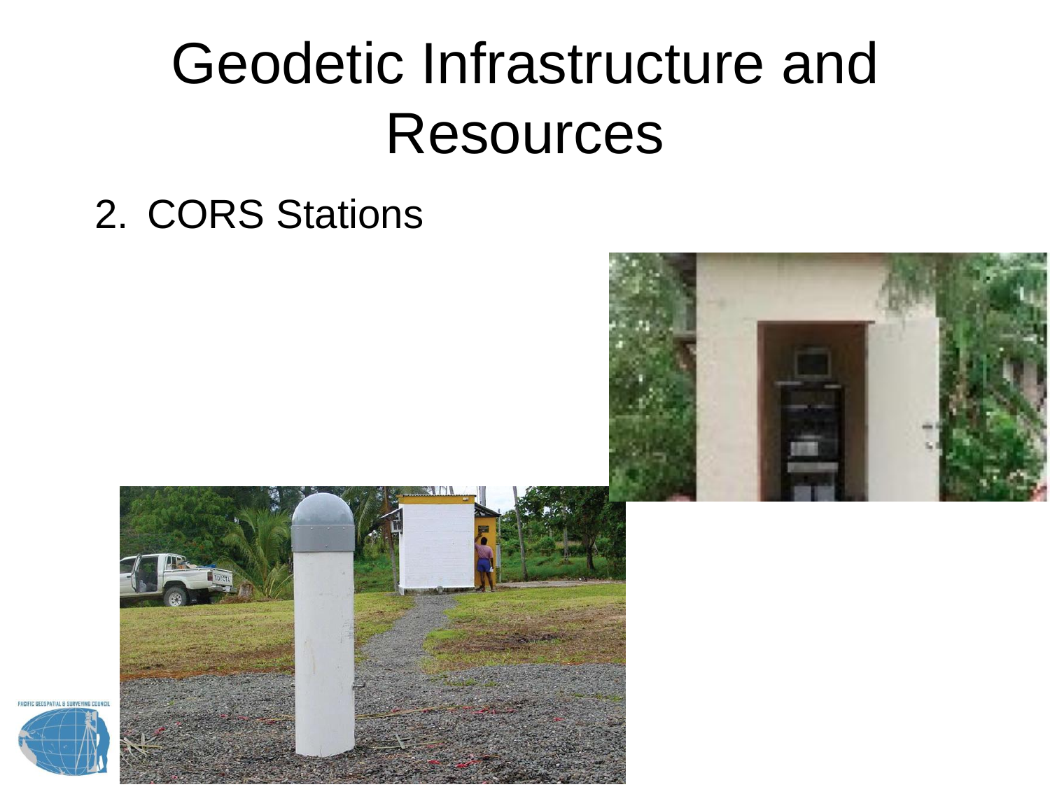# Geodetic Infrastructure and Resources

2. CORS Stations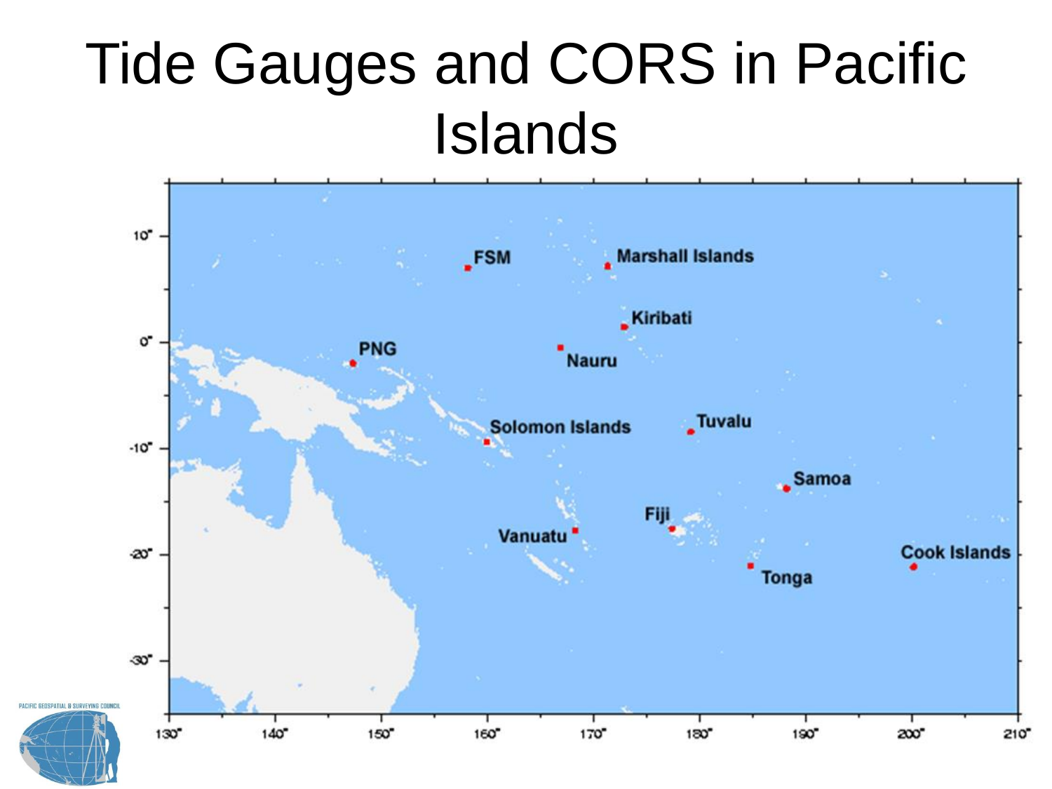# Tide Gauges and CORS in Pacific Islands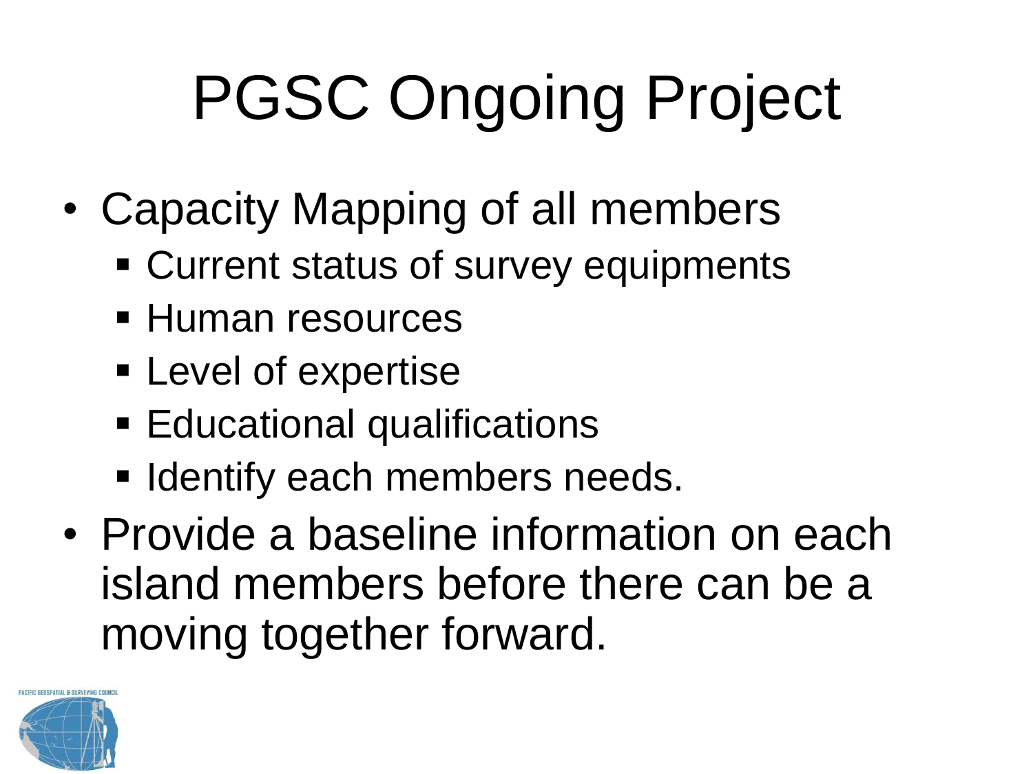# PGSC Ongoing Project

- Capacity Mapping of all members
  - Current status of survey equipments
  - Human resources
  - Level of expertise
  - Educational qualifications
  - Identify each members needs.
- Provide a baseline information on each island members before there can be a moving together forward.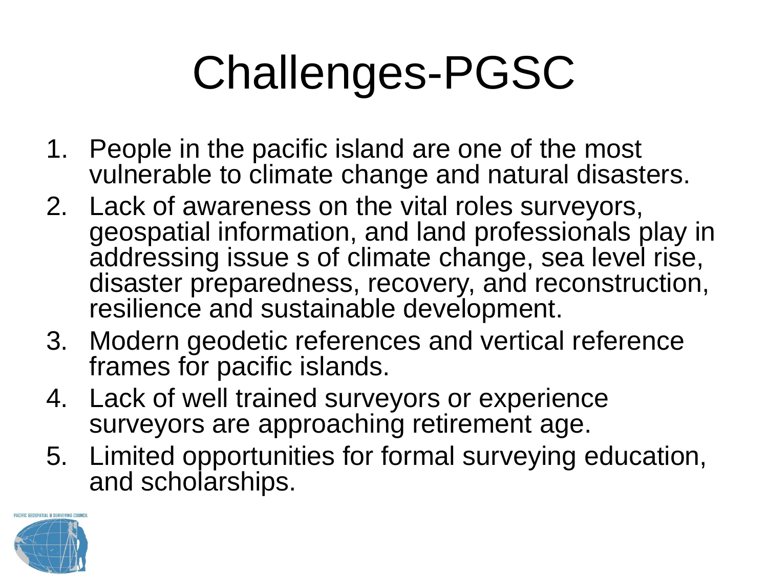# Challenges-PGSC

1. People in the pacific island are one of the most vulnerable to climate change and natural disasters.
2. Lack of awareness on the vital roles surveyors, geospatial information, and land professionals play in addressing issue s of climate change, sea level rise, disaster preparedness, recovery, and reconstruction, resilience and sustainable development.
3. Modern geodetic references and vertical reference frames for pacific islands.
4. Lack of well trained surveyors or experience surveyors are approaching retirement age.
5. Limited opportunities for formal surveying education, and scholarships.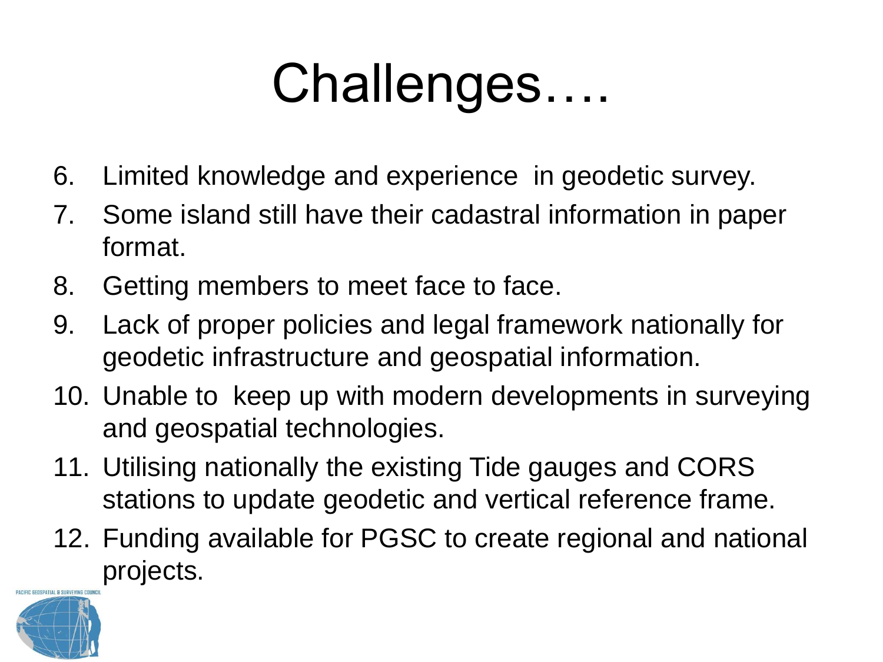# Challenges….

6. Limited knowledge and experience in geodetic survey.
7. Some island still have their cadastral information in paper format.
8. Getting members to meet face to face.
9. Lack of proper policies and legal framework nationally for geodetic infrastructure and geospatial information.
10. Unable to keep up with modern developments in surveying and geospatial technologies.
11. Utilising nationally the existing Tide gauges and CORS stations to update geodetic and vertical reference frame.
12. Funding available for PGSC to create regional and national projects.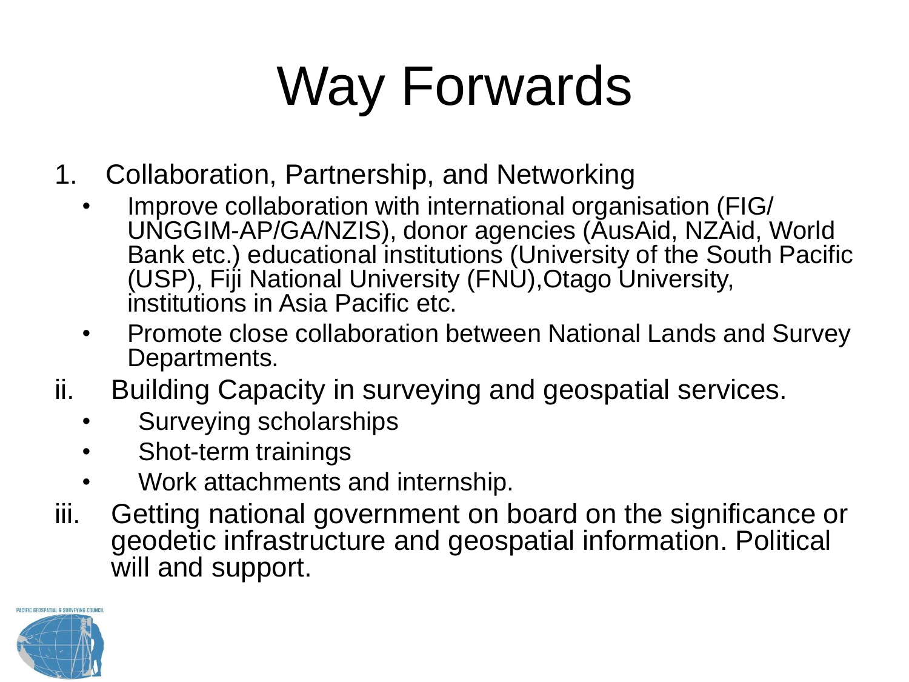# Way Forwards

1. Collaboration, Partnership, and Networking
   - Improve collaboration with international organisation (FIG/ UNGGIM-AP/GA/NZIS), donor agencies (AusAid, NZAid, World Bank etc.) educational institutions (University of the South Pacific (USP), Fiji National University (FNU),Otago University, institutions in Asia Pacific etc.
   - Promote close collaboration between National Lands and Survey Departments.

ii. Building Capacity in surveying and geospatial services.
   - Surveying scholarships
   - Shot-term trainings
   - Work attachments and internship.

iii. Getting national government on board on the significance or geodetic infrastructure and geospatial information. Political will and support.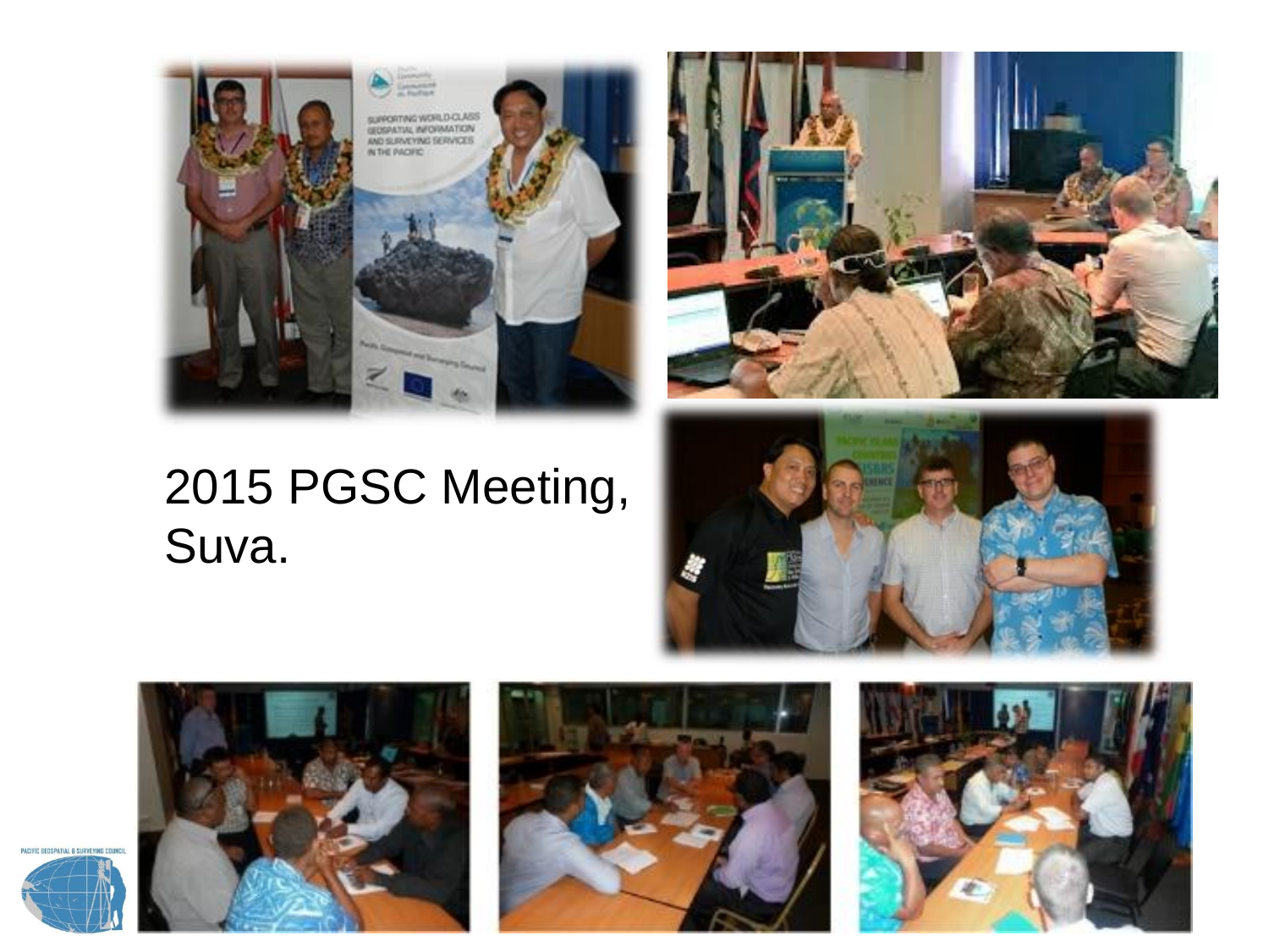2015 PGSC Meeting, Suva.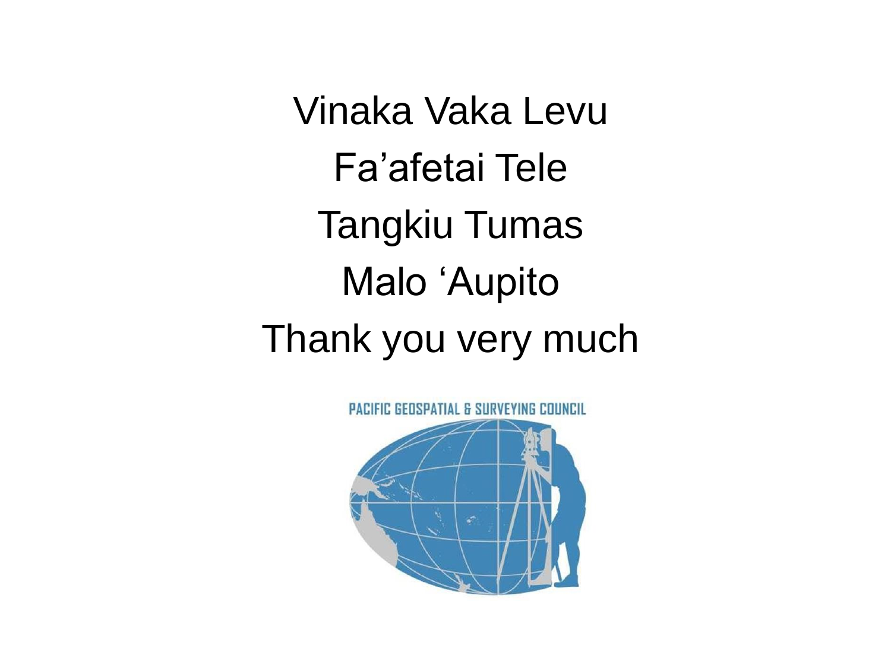Vinaka Vaka Levu

Fa'afetai Tele

Tangkiu Tumas

Malo 'Aupito

Thank you very much

PACIFIC GEOSPATIAL & SURVEYING COUNCIL